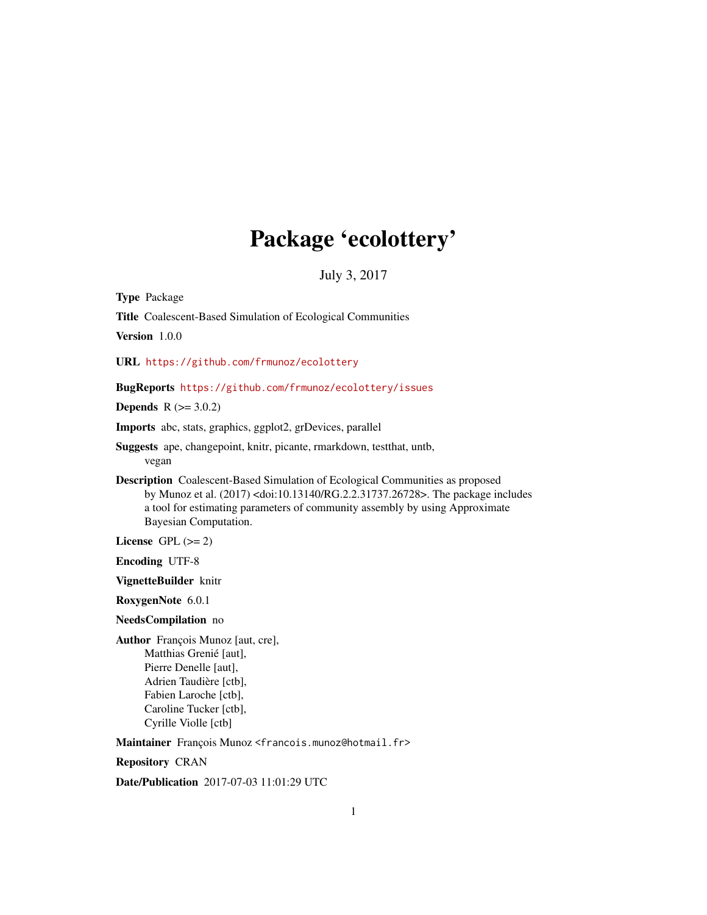# Package 'ecolottery'

July 3, 2017

**Type** Package

**Title** Coalescent-Based Simulation of Ecological Communities

**Version** 1.0.0

**URL** https://github.com/frmunoz/ecolottery

**BugReports** https://github.com/frmunoz/ecolottery/issues

**Depends** R (>= 3.0.2)

**Imports** abc, stats, graphics, ggplot2, grDevices, parallel

**Suggests** ape, changepoint, knitr, picante, rmarkdown, testthat, untb, vegan

**Description** Coalescent-Based Simulation of Ecological Communities as proposed by Munoz et al. (2017) <doi:10.13140/RG.2.2.31737.26728>. The package includes a tool for estimating parameters of community assembly by using Approximate Bayesian Computation.

**License** GPL (>= 2)

**Encoding** UTF-8

**VignetteBuilder** knitr

**RoxygenNote** 6.0.1

**NeedsCompilation** no

**Author** François Munoz [aut, cre],
Matthias Grenié [aut],
Pierre Denelle [aut],
Adrien Taudière [ctb],
Fabien Laroche [ctb],
Caroline Tucker [ctb],
Cyrille Violle [ctb]

**Maintainer** François Munoz <francois.munoz@hotmail.fr>

**Repository** CRAN

**Date/Publication** 2017-07-03 11:01:29 UTC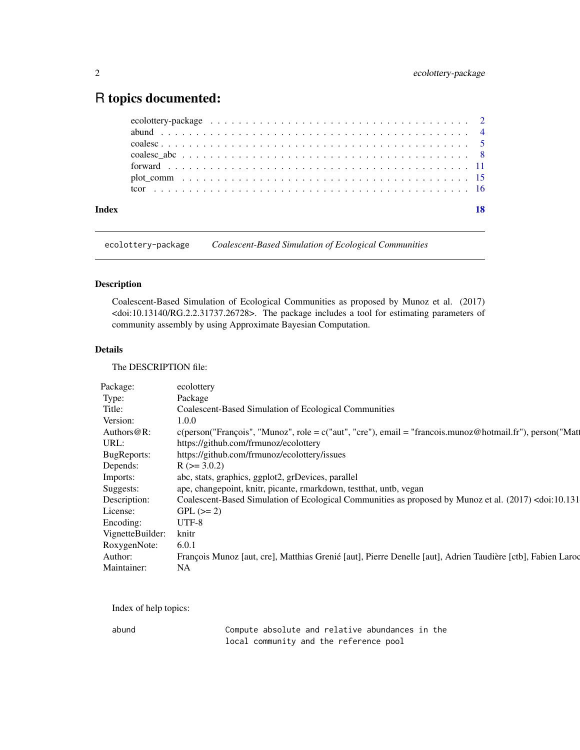# R topics documented:

ecolottery-package . . . . . . . . . . . . . . . . . . . . . . . . . . . . . . . . . . . 2
abund . . . . . . . . . . . . . . . . . . . . . . . . . . . . . . . . . . . . . . . . . . 4
coalesc . . . . . . . . . . . . . . . . . . . . . . . . . . . . . . . . . . . . . . . . . 5
coalesc_abc . . . . . . . . . . . . . . . . . . . . . . . . . . . . . . . . . . . . . . 8
forward . . . . . . . . . . . . . . . . . . . . . . . . . . . . . . . . . . . . . . . . 11
plot_comm . . . . . . . . . . . . . . . . . . . . . . . . . . . . . . . . . . . . . . . 15
tcor . . . . . . . . . . . . . . . . . . . . . . . . . . . . . . . . . . . . . . . . . . 16

**Index** **18**

---

ecolottery-package *Coalescent-Based Simulation of Ecological Communities*

---

### Description

Coalescent-Based Simulation of Ecological Communities as proposed by Munoz et al. (2017) <doi:10.13140/RG.2.2.31737.26728>. The package includes a tool for estimating parameters of community assembly by using Approximate Bayesian Computation.

### Details

The DESCRIPTION file:

| | |
|---|---|
| Package: | ecolottery |
| Type: | Package |
| Title: | Coalescent-Based Simulation of Ecological Communities |
| Version: | 1.0.0 |
| Authors@R: | c(person("François", "Munoz", role = c("aut", "cre"), email = "francois.munoz@hotmail.fr"), person("Matt |
| URL: | https://github.com/frmunoz/ecolottery |
| BugReports: | https://github.com/frmunoz/ecolottery/issues |
| Depends: | R (>= 3.0.2) |
| Imports: | abc, stats, graphics, ggplot2, grDevices, parallel |
| Suggests: | ape, changepoint, knitr, picante, rmarkdown, testthat, untb, vegan |
| Description: | Coalescent-Based Simulation of Ecological Communities as proposed by Munoz et al. (2017) <doi:10.131 |
| License: | GPL (>= 2) |
| Encoding: | UTF-8 |
| VignetteBuilder: | knitr |
| RoxygenNote: | 6.0.1 |
| Author: | François Munoz [aut, cre], Matthias Grenié [aut], Pierre Denelle [aut], Adrien Taudière [ctb], Fabien Laroc |
| Maintainer: | NA |

Index of help topics:

```
abund                   Compute absolute and relative abundances in the
                        local community and the reference pool
```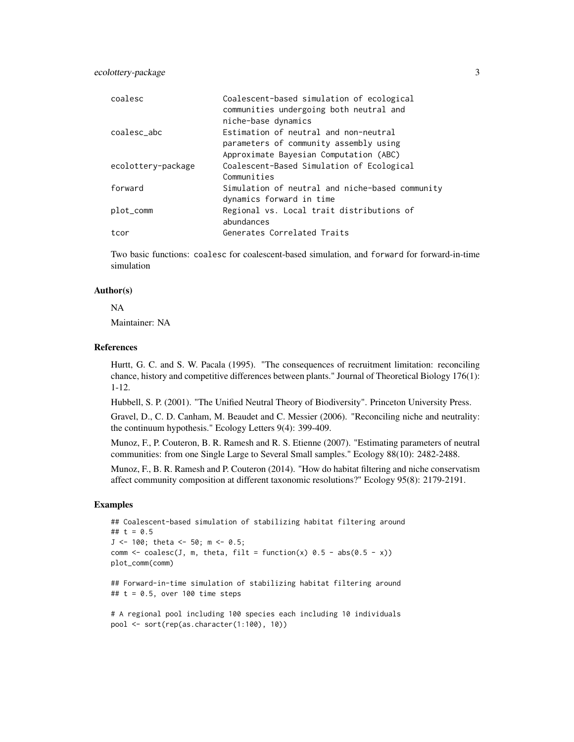| | |
|---|---|
| coalesc | Coalescent-based simulation of ecological communities undergoing both neutral and niche-base dynamics |
| coalesc_abc | Estimation of neutral and non-neutral parameters of community assembly using Approximate Bayesian Computation (ABC) |
| ecolottery-package | Coalescent-Based Simulation of Ecological Communities |
| forward | Simulation of neutral and niche-based community dynamics forward in time |
| plot_comm | Regional vs. Local trait distributions of abundances |
| tcor | Generates Correlated Traits |

Two basic functions: `coalesc` for coalescent-based simulation, and `forward` for forward-in-time simulation

### Author(s)

NA

Maintainer: NA

### References

Hurtt, G. C. and S. W. Pacala (1995). "The consequences of recruitment limitation: reconciling chance, history and competitive differences between plants." Journal of Theoretical Biology 176(1): 1-12.

Hubbell, S. P. (2001). "The Unified Neutral Theory of Biodiversity". Princeton University Press.

Gravel, D., C. D. Canham, M. Beaudet and C. Messier (2006). "Reconciling niche and neutrality: the continuum hypothesis." Ecology Letters 9(4): 399-409.

Munoz, F., P. Couteron, B. R. Ramesh and R. S. Etienne (2007). "Estimating parameters of neutral communities: from one Single Large to Several Small samples." Ecology 88(10): 2482-2488.

Munoz, F., B. R. Ramesh and P. Couteron (2014). "How do habitat filtering and niche conservatism affect community composition at different taxonomic resolutions?" Ecology 95(8): 2179-2191.

### Examples

```
## Coalescent-based simulation of stabilizing habitat filtering around
## t = 0.5
J <- 100; theta <- 50; m <- 0.5;
comm <- coalesc(J, m, theta, filt = function(x) 0.5 - abs(0.5 - x))
plot_comm(comm)

## Forward-in-time simulation of stabilizing habitat filtering around
## t = 0.5, over 100 time steps

# A regional pool including 100 species each including 10 individuals
pool <- sort(rep(as.character(1:100), 10))
```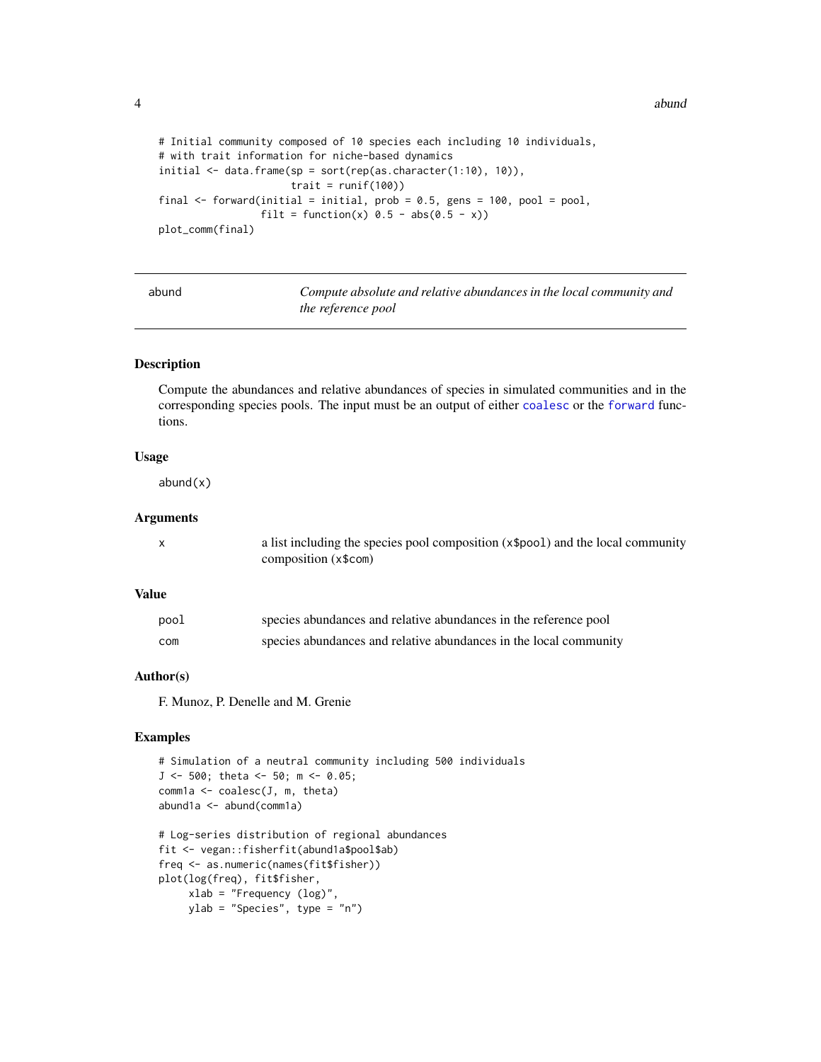```
# Initial community composed of 10 species each including 10 individuals,
# with trait information for niche-based dynamics
initial <- data.frame(sp = sort(rep(as.character(1:10), 10)),
                      trait = runif(100))
final <- forward(initial = initial, prob = 0.5, gens = 100, pool = pool,
                 filt = function(x) 0.5 - abs(0.5 - x))
plot_comm(final)
```

---

## abund — *Compute absolute and relative abundances in the local community and the reference pool*

### Description

Compute the abundances and relative abundances of species in simulated communities and in the corresponding species pools. The input must be an output of either `coalesc` or the `forward` functions.

### Usage

```
abund(x)
```

### Arguments

| | |
|---|---|
| x | a list including the species pool composition (`x$pool`) and the local community composition (`x$com`) |

### Value

| | |
|---|---|
| pool | species abundances and relative abundances in the reference pool |
| com | species abundances and relative abundances in the local community |

### Author(s)

F. Munoz, P. Denelle and M. Grenie

### Examples

```
# Simulation of a neutral community including 500 individuals
J <- 500; theta <- 50; m <- 0.05;
comm1a <- coalesc(J, m, theta)
abund1a <- abund(comm1a)

# Log-series distribution of regional abundances
fit <- vegan::fisherfit(abund1a$pool$ab)
freq <- as.numeric(names(fit$fisher))
plot(log(freq), fit$fisher,
     xlab = "Frequency (log)",
     ylab = "Species", type = "n")
```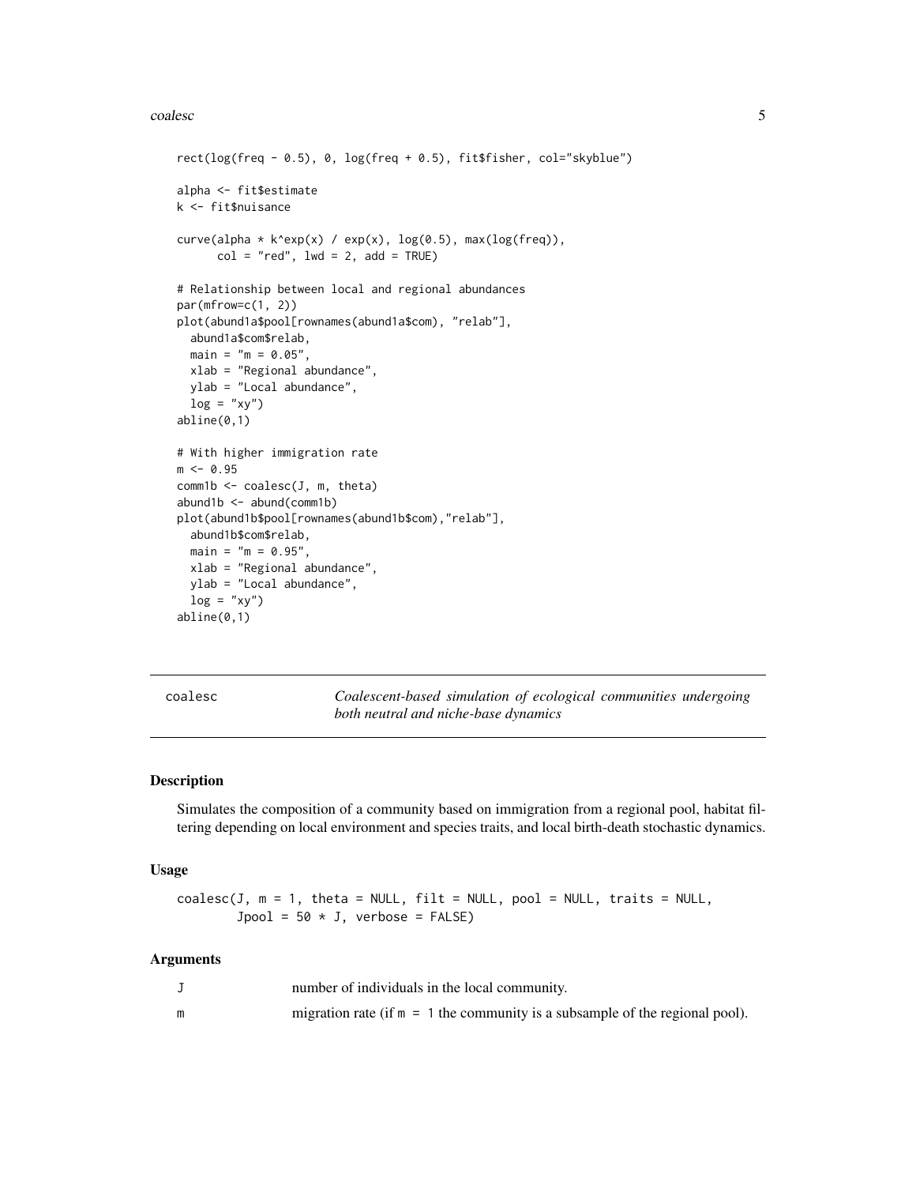```
rect(log(freq - 0.5), 0, log(freq + 0.5), fit$fisher, col="skyblue")

alpha <- fit$estimate
k <- fit$nuisance

curve(alpha * k^exp(x) / exp(x), log(0.5), max(log(freq)),
      col = "red", lwd = 2, add = TRUE)

# Relationship between local and regional abundances
par(mfrow=c(1, 2))
plot(abund1a$pool[rownames(abund1a$com), "relab"],
  abund1a$com$relab,
  main = "m = 0.05",
  xlab = "Regional abundance",
  ylab = "Local abundance",
  log = "xy")
abline(0,1)

# With higher immigration rate
m <- 0.95
comm1b <- coalesc(J, m, theta)
abund1b <- abund(comm1b)
plot(abund1b$pool[rownames(abund1b$com),"relab"],
  abund1b$com$relab,
  main = "m = 0.95",
  xlab = "Regional abundance",
  ylab = "Local abundance",
  log = "xy")
abline(0,1)
```

---

## coalesc — *Coalescent-based simulation of ecological communities undergoing both neutral and niche-base dynamics*

---

### Description

Simulates the composition of a community based on immigration from a regional pool, habitat filtering depending on local environment and species traits, and local birth-death stochastic dynamics.

### Usage

```
coalesc(J, m = 1, theta = NULL, filt = NULL, pool = NULL, traits = NULL,
        Jpool = 50 * J, verbose = FALSE)
```

### Arguments

| | |
|---|---|
| `J` | number of individuals in the local community. |
| `m` | migration rate (if `m = 1` the community is a subsample of the regional pool). |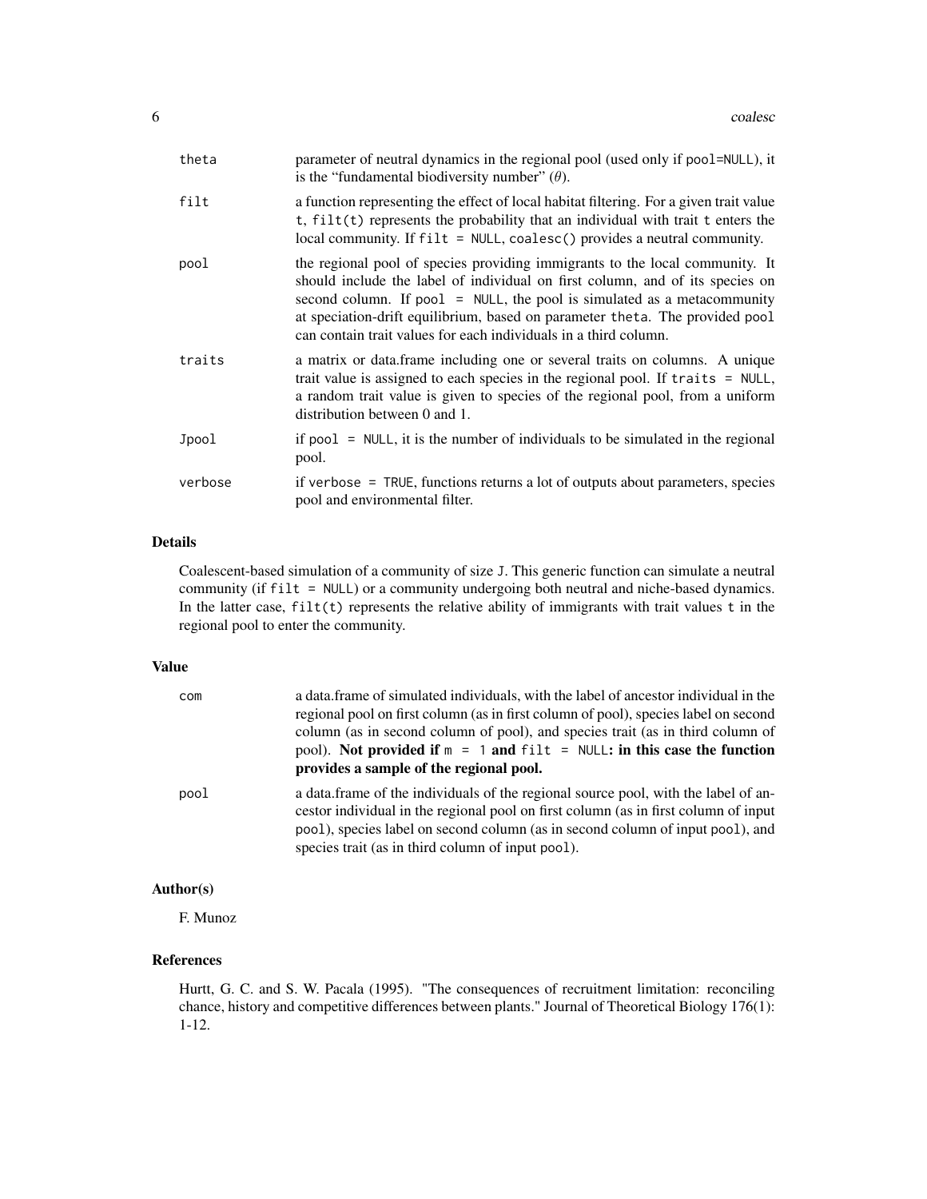| | |
|---|---|
| `theta` | parameter of neutral dynamics in the regional pool (used only if `pool=NULL`), it is the "fundamental biodiversity number" ($\theta$). |
| `filt` | a function representing the effect of local habitat filtering. For a given trait value `t`, `filt(t)` represents the probability that an individual with trait `t` enters the local community. If `filt = NULL`, `coalesc()` provides a neutral community. |
| `pool` | the regional pool of species providing immigrants to the local community. It should include the label of individual on first column, and of its species on second column. If `pool = NULL`, the pool is simulated as a metacommunity at speciation-drift equilibrium, based on parameter `theta`. The provided `pool` can contain trait values for each individuals in a third column. |
| `traits` | a matrix or data.frame including one or several traits on columns. A unique trait value is assigned to each species in the regional pool. If `traits = NULL`, a random trait value is given to species of the regional pool, from a uniform distribution between 0 and 1. |
| `Jpool` | if `pool = NULL`, it is the number of individuals to be simulated in the regional pool. |
| `verbose` | if `verbose = TRUE`, functions returns a lot of outputs about parameters, species pool and environmental filter. |

## Details

Coalescent-based simulation of a community of size `J`. This generic function can simulate a neutral community (if `filt = NULL`) or a community undergoing both neutral and niche-based dynamics. In the latter case, `filt(t)` represents the relative ability of immigrants with trait values `t` in the regional pool to enter the community.

## Value

| | |
|---|---|
| `com` | a data.frame of simulated individuals, with the label of ancestor individual in the regional pool on first column (as in first column of pool), species label on second column (as in second column of pool), and species trait (as in third column of pool). **Not provided if `m = 1` and `filt = NULL`: in this case the function provides a sample of the regional pool.** |
| `pool` | a data.frame of the individuals of the regional source pool, with the label of ancestor individual in the regional pool on first column (as in first column of input `pool`), species label on second column (as in second column of input `pool`), and species trait (as in third column of input `pool`). |

## Author(s)

F. Munoz

## References

Hurtt, G. C. and S. W. Pacala (1995). "The consequences of recruitment limitation: reconciling chance, history and competitive differences between plants." Journal of Theoretical Biology 176(1): 1-12.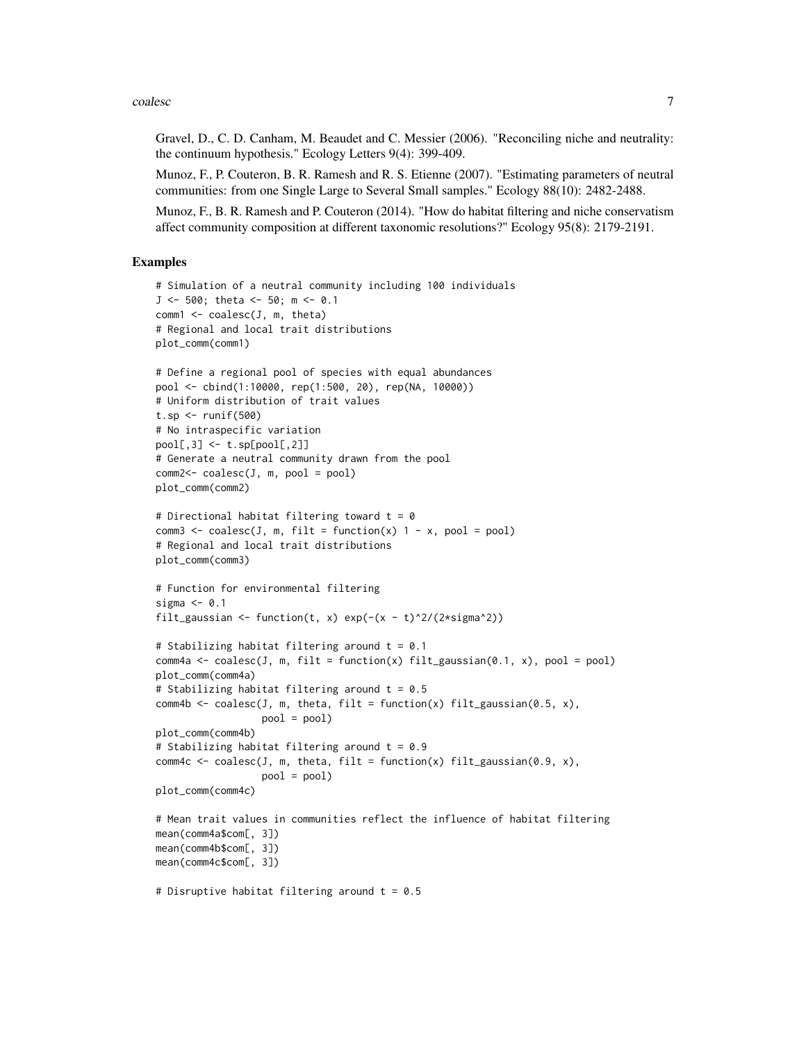Gravel, D., C. D. Canham, M. Beaudet and C. Messier (2006). "Reconciling niche and neutrality: the continuum hypothesis." Ecology Letters 9(4): 399-409.

Munoz, F., P. Couteron, B. R. Ramesh and R. S. Etienne (2007). "Estimating parameters of neutral communities: from one Single Large to Several Small samples." Ecology 88(10): 2482-2488.

Munoz, F., B. R. Ramesh and P. Couteron (2014). "How do habitat filtering and niche conservatism affect community composition at different taxonomic resolutions?" Ecology 95(8): 2179-2191.

## Examples

```
# Simulation of a neutral community including 100 individuals
J <- 500; theta <- 50; m <- 0.1
comm1 <- coalesc(J, m, theta)
# Regional and local trait distributions
plot_comm(comm1)

# Define a regional pool of species with equal abundances
pool <- cbind(1:10000, rep(1:500, 20), rep(NA, 10000))
# Uniform distribution of trait values
t.sp <- runif(500)
# No intraspecific variation
pool[,3] <- t.sp[pool[,2]]
# Generate a neutral community drawn from the pool
comm2<- coalesc(J, m, pool = pool)
plot_comm(comm2)

# Directional habitat filtering toward t = 0
comm3 <- coalesc(J, m, filt = function(x) 1 - x, pool = pool)
# Regional and local trait distributions
plot_comm(comm3)

# Function for environmental filtering
sigma <- 0.1
filt_gaussian <- function(t, x) exp(-(x - t)^2/(2*sigma^2))

# Stabilizing habitat filtering around t = 0.1
comm4a <- coalesc(J, m, filt = function(x) filt_gaussian(0.1, x), pool = pool)
plot_comm(comm4a)
# Stabilizing habitat filtering around t = 0.5
comm4b <- coalesc(J, m, theta, filt = function(x) filt_gaussian(0.5, x),
                  pool = pool)
plot_comm(comm4b)
# Stabilizing habitat filtering around t = 0.9
comm4c <- coalesc(J, m, theta, filt = function(x) filt_gaussian(0.9, x),
                  pool = pool)
plot_comm(comm4c)

# Mean trait values in communities reflect the influence of habitat filtering
mean(comm4a$com[, 3])
mean(comm4b$com[, 3])
mean(comm4c$com[, 3])

# Disruptive habitat filtering around t = 0.5
```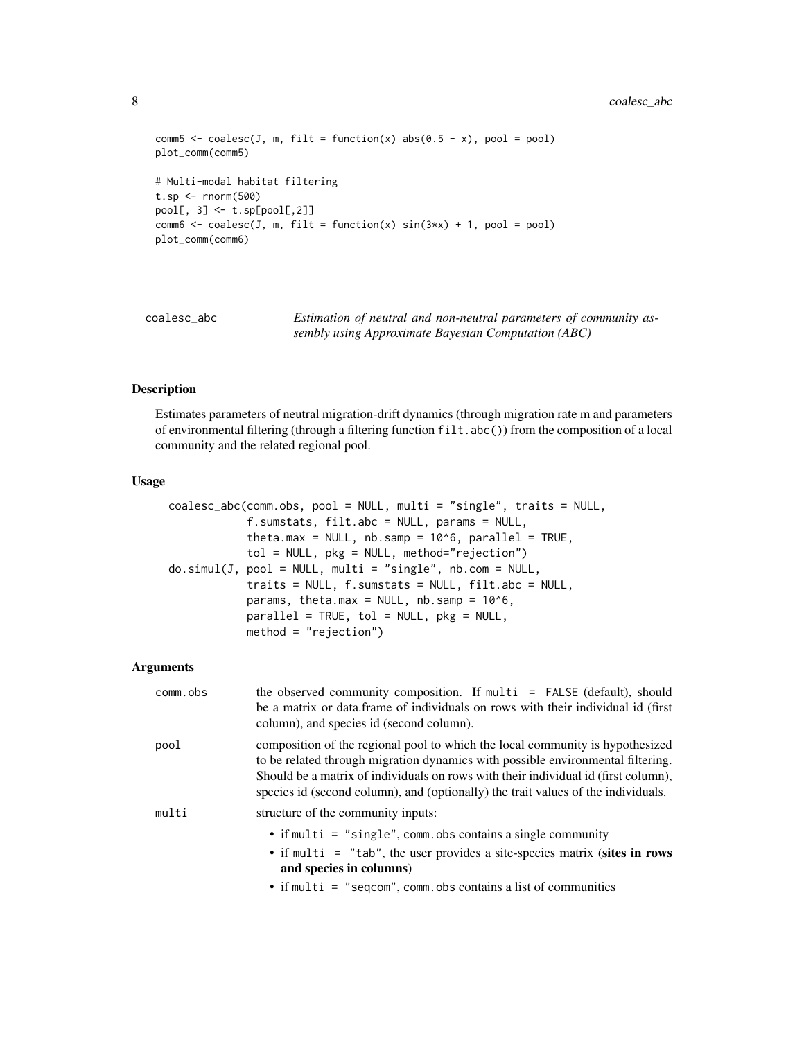```
comm5 <- coalesc(J, m, filt = function(x) abs(0.5 - x), pool = pool)
plot_comm(comm5)

# Multi-modal habitat filtering
t.sp <- rnorm(500)
pool[, 3] <- t.sp[pool[,2]]
comm6 <- coalesc(J, m, filt = function(x) sin(3*x) + 1, pool = pool)
plot_comm(comm6)
```

## coalesc_abc — *Estimation of neutral and non-neutral parameters of community assembly using Approximate Bayesian Computation (ABC)*

### Description

Estimates parameters of neutral migration-drift dynamics (through migration rate m and parameters of environmental filtering (through a filtering function `filt.abc()`) from the composition of a local community and the related regional pool.

### Usage

```
coalesc_abc(comm.obs, pool = NULL, multi = "single", traits = NULL,
            f.sumstats, filt.abc = NULL, params = NULL,
            theta.max = NULL, nb.samp = 10^6, parallel = TRUE,
            tol = NULL, pkg = NULL, method="rejection")
do.simul(J, pool = NULL, multi = "single", nb.com = NULL,
            traits = NULL, f.sumstats = NULL, filt.abc = NULL,
            params, theta.max = NULL, nb.samp = 10^6,
            parallel = TRUE, tol = NULL, pkg = NULL,
            method = "rejection")
```

### Arguments

| | |
|---|---|
| comm.obs | the observed community composition. If `multi = FALSE` (default), should be a matrix or data.frame of individuals on rows with their individual id (first column), and species id (second column). |
| pool | composition of the regional pool to which the local community is hypothesized to be related through migration dynamics with possible environmental filtering. Should be a matrix of individuals on rows with their individual id (first column), species id (second column), and (optionally) the trait values of the individuals. |
| multi | structure of the community inputs:<br>• if `multi = "single"`, `comm.obs` contains a single community<br>• if `multi = "tab"`, the user provides a site-species matrix (**sites in rows and species in columns**)<br>• if `multi = "seqcom"`, `comm.obs` contains a list of communities |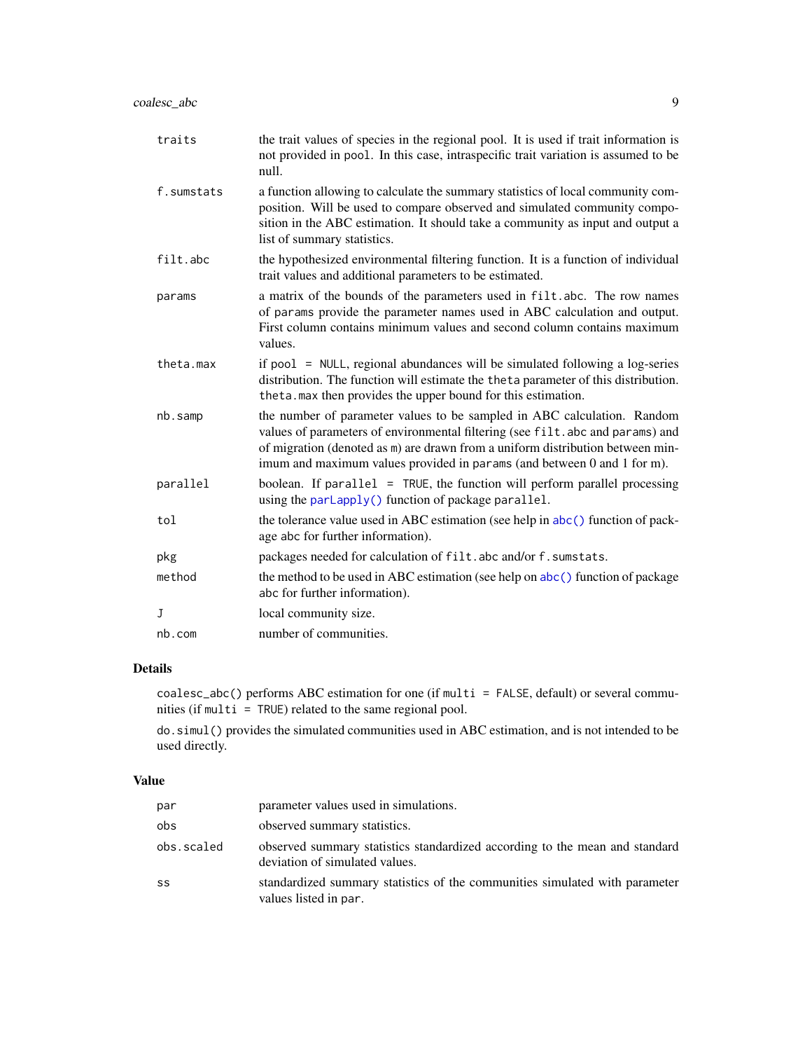| | |
|---|---|
| `traits` | the trait values of species in the regional pool. It is used if trait information is not provided in `pool`. In this case, intraspecific trait variation is assumed to be null. |
| `f.sumstats` | a function allowing to calculate the summary statistics of local community composition. Will be used to compare observed and simulated community composition in the ABC estimation. It should take a community as input and output a list of summary statistics. |
| `filt.abc` | the hypothesized environmental filtering function. It is a function of individual trait values and additional parameters to be estimated. |
| `params` | a matrix of the bounds of the parameters used in `filt.abc`. The row names of `params` provide the parameter names used in ABC calculation and output. First column contains minimum values and second column contains maximum values. |
| `theta.max` | if `pool = NULL`, regional abundances will be simulated following a log-series distribution. The function will estimate the `theta` parameter of this distribution. `theta.max` then provides the upper bound for this estimation. |
| `nb.samp` | the number of parameter values to be sampled in ABC calculation. Random values of parameters of environmental filtering (see `filt.abc` and `params`) and of migration (denoted as `m`) are drawn from a uniform distribution between minimum and maximum values provided in `params` (and between 0 and 1 for `m`). |
| `parallel` | boolean. If `parallel = TRUE`, the function will perform parallel processing using the `parLapply()` function of package `parallel`. |
| `tol` | the tolerance value used in ABC estimation (see help in `abc()` function of package `abc` for further information). |
| `pkg` | packages needed for calculation of `filt.abc` and/or `f.sumstats`. |
| `method` | the method to be used in ABC estimation (see help on `abc()` function of package `abc` for further information). |
| `J` | local community size. |
| `nb.com` | number of communities. |

## Details

`coalesc_abc()` performs ABC estimation for one (if `multi = FALSE`, default) or several communities (if `multi = TRUE`) related to the same regional pool.

`do.simul()` provides the simulated communities used in ABC estimation, and is not intended to be used directly.

## Value

| | |
|---|---|
| `par` | parameter values used in simulations. |
| `obs` | observed summary statistics. |
| `obs.scaled` | observed summary statistics standardized according to the mean and standard deviation of simulated values. |
| `ss` | standardized summary statistics of the communities simulated with parameter values listed in `par`. |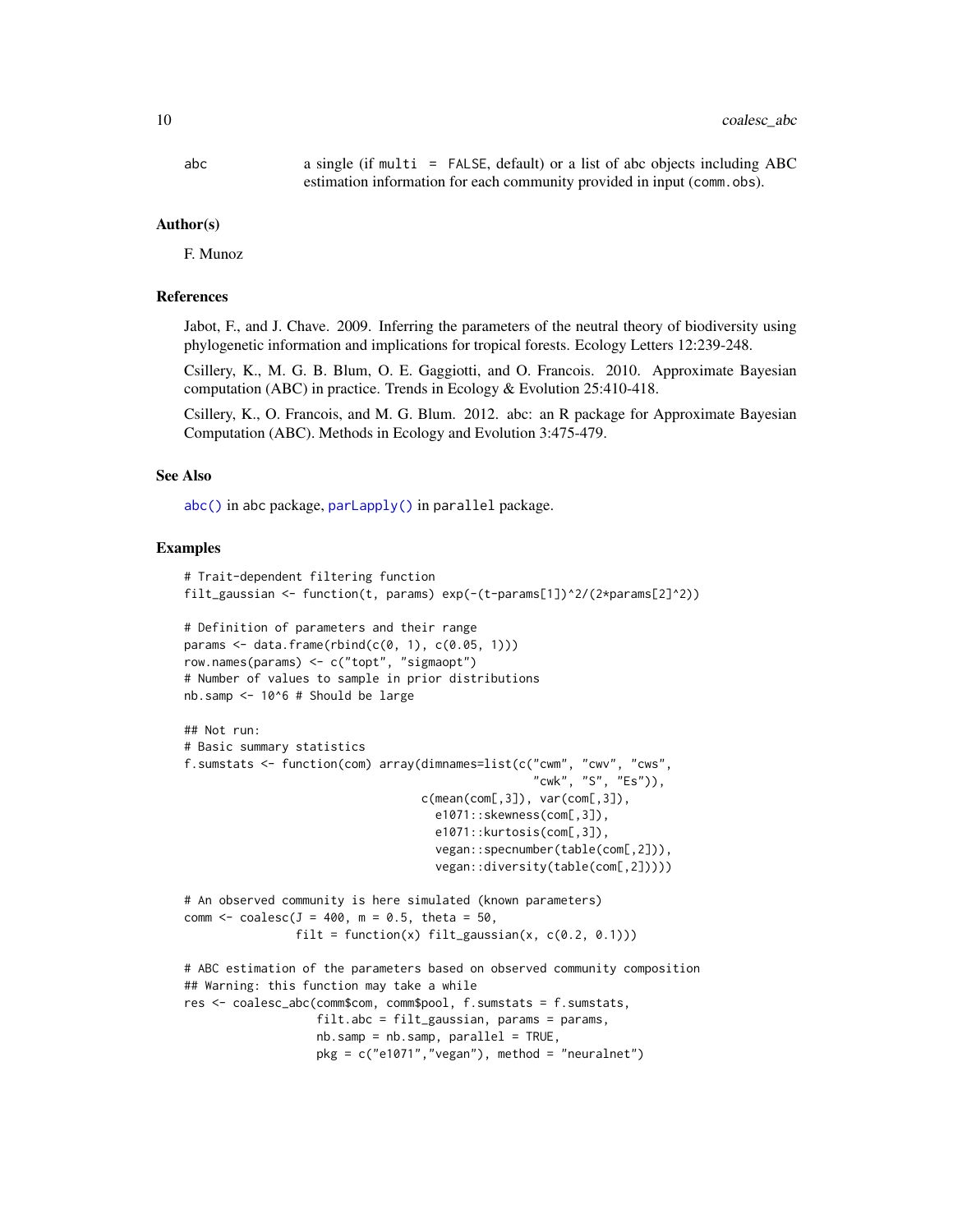abc a single (if `multi = FALSE`, default) or a list of abc objects including ABC estimation information for each community provided in input (`comm.obs`).

### Author(s)

F. Munoz

### References

Jabot, F., and J. Chave. 2009. Inferring the parameters of the neutral theory of biodiversity using phylogenetic information and implications for tropical forests. Ecology Letters 12:239-248.

Csillery, K., M. G. B. Blum, O. E. Gaggiotti, and O. Francois. 2010. Approximate Bayesian computation (ABC) in practice. Trends in Ecology & Evolution 25:410-418.

Csillery, K., O. Francois, and M. G. Blum. 2012. abc: an R package for Approximate Bayesian Computation (ABC). Methods in Ecology and Evolution 3:475-479.

### See Also

`abc()` in abc package, `parLapply()` in `parallel` package.

### Examples

```
# Trait-dependent filtering function
filt_gaussian <- function(t, params) exp(-(t-params[1])^2/(2*params[2]^2))

# Definition of parameters and their range
params <- data.frame(rbind(c(0, 1), c(0.05, 1)))
row.names(params) <- c("topt", "sigmaopt")
# Number of values to sample in prior distributions
nb.samp <- 10^6 # Should be large

## Not run:
# Basic summary statistics
f.sumstats <- function(com) array(dimnames=list(c("cwm", "cwv", "cws",
                                                   "cwk", "S", "Es")),
                                  c(mean(com[,3]), var(com[,3]),
                                    e1071::skewness(com[,3]),
                                    e1071::kurtosis(com[,3]),
                                    vegan::specnumber(table(com[,2])),
                                    vegan::diversity(table(com[,2]))))

# An observed community is here simulated (known parameters)
comm <- coalesc(J = 400, m = 0.5, theta = 50,
                filt = function(x) filt_gaussian(x, c(0.2, 0.1)))

# ABC estimation of the parameters based on observed community composition
## Warning: this function may take a while
res <- coalesc_abc(comm$com, comm$pool, f.sumstats = f.sumstats,
                   filt.abc = filt_gaussian, params = params,
                   nb.samp = nb.samp, parallel = TRUE,
                   pkg = c("e1071","vegan"), method = "neuralnet")
```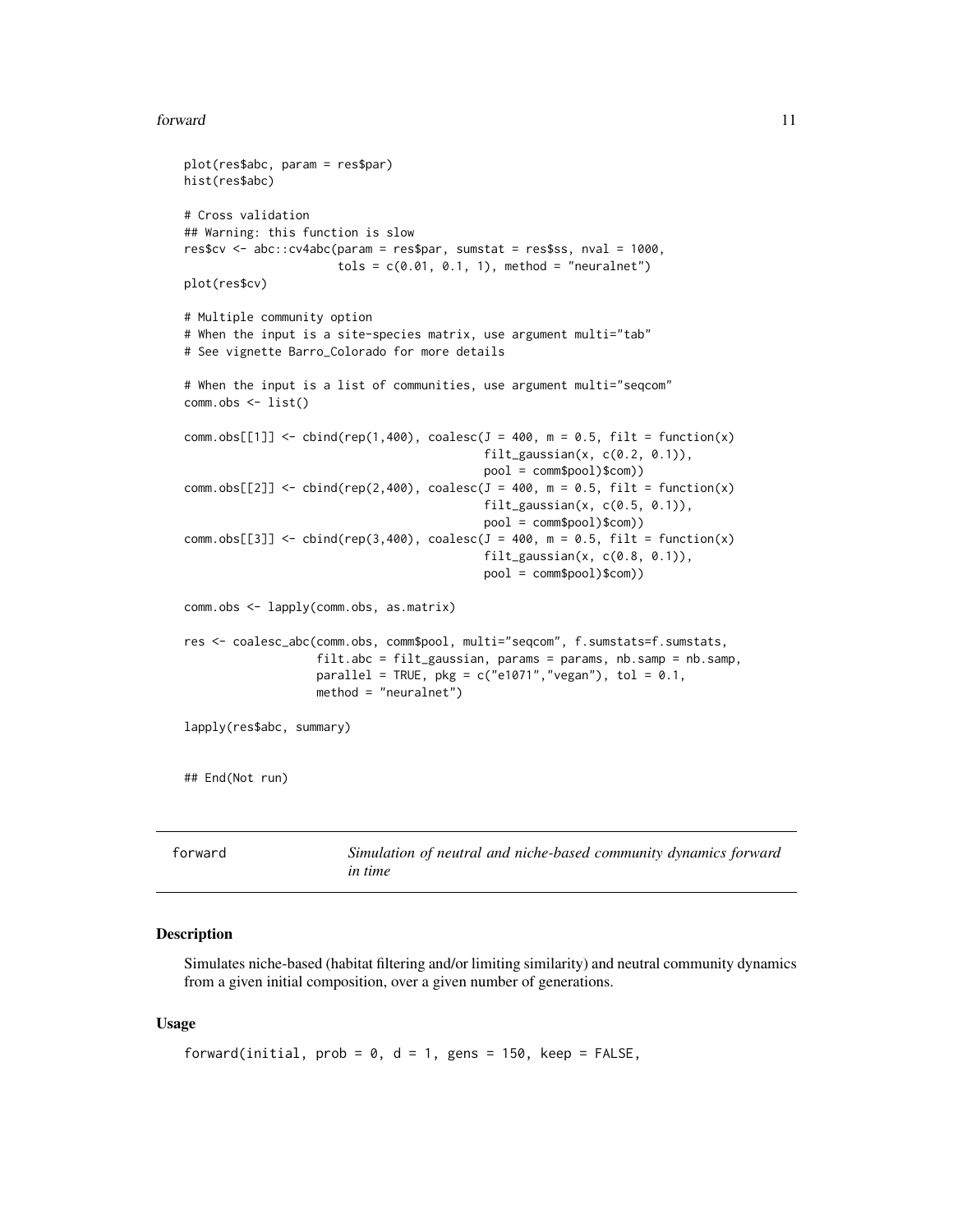```
plot(res$abc, param = res$par)
hist(res$abc)

# Cross validation
## Warning: this function is slow
res$cv <- abc::cv4abc(param = res$par, sumstat = res$ss, nval = 1000,
                      tols = c(0.01, 0.1, 1), method = "neuralnet")
plot(res$cv)

# Multiple community option
# When the input is a site-species matrix, use argument multi="tab"
# See vignette Barro_Colorado for more details

# When the input is a list of communities, use argument multi="seqcom"
comm.obs <- list()

comm.obs[[1]] <- cbind(rep(1,400), coalesc(J = 400, m = 0.5, filt = function(x)
                                           filt_gaussian(x, c(0.2, 0.1)),
                                           pool = comm$pool)$com))
comm.obs[[2]] <- cbind(rep(2,400), coalesc(J = 400, m = 0.5, filt = function(x)
                                           filt_gaussian(x, c(0.5, 0.1)),
                                           pool = comm$pool)$com))
comm.obs[[3]] <- cbind(rep(3,400), coalesc(J = 400, m = 0.5, filt = function(x)
                                           filt_gaussian(x, c(0.8, 0.1)),
                                           pool = comm$pool)$com))

comm.obs <- lapply(comm.obs, as.matrix)

res <- coalesc_abc(comm.obs, comm$pool, multi="seqcom", f.sumstats=f.sumstats,
                   filt.abc = filt_gaussian, params = params, nb.samp = nb.samp,
                   parallel = TRUE, pkg = c("e1071","vegan"), tol = 0.1,
                   method = "neuralnet")

lapply(res$abc, summary)


## End(Not run)
```

---

forward — *Simulation of neutral and niche-based community dynamics forward in time*

---

## Description

Simulates niche-based (habitat filtering and/or limiting similarity) and neutral community dynamics from a given initial composition, over a given number of generations.

## Usage

```
forward(initial, prob = 0, d = 1, gens = 150, keep = FALSE,
```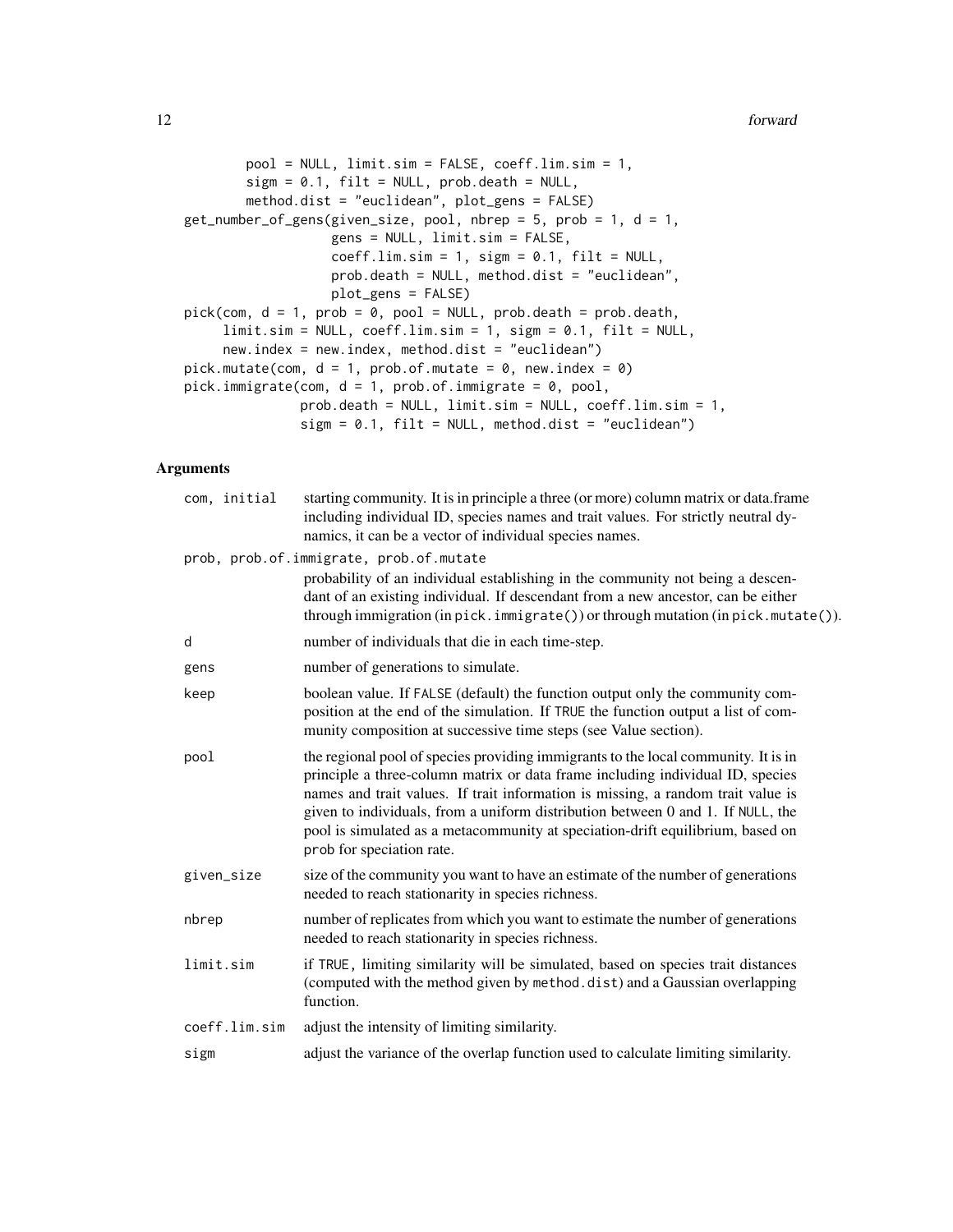```
        pool = NULL, limit.sim = FALSE, coeff.lim.sim = 1,
        sigm = 0.1, filt = NULL, prob.death = NULL,
        method.dist = "euclidean", plot_gens = FALSE)
get_number_of_gens(given_size, pool, nbrep = 5, prob = 1, d = 1,
                   gens = NULL, limit.sim = FALSE,
                   coeff.lim.sim = 1, sigm = 0.1, filt = NULL,
                   prob.death = NULL, method.dist = "euclidean",
                   plot_gens = FALSE)
pick(com, d = 1, prob = 0, pool = NULL, prob.death = prob.death,
     limit.sim = NULL, coeff.lim.sim = 1, sigm = 0.1, filt = NULL,
     new.index = new.index, method.dist = "euclidean")
pick.mutate(com, d = 1, prob.of.mutate = 0, new.index = 0)
pick.immigrate(com, d = 1, prob.of.immigrate = 0, pool,
               prob.death = NULL, limit.sim = NULL, coeff.lim.sim = 1,
               sigm = 0.1, filt = NULL, method.dist = "euclidean")
```

## Arguments

| Argument | Description |
|---|---|
| `com, initial` | starting community. It is in principle a three (or more) column matrix or data.frame including individual ID, species names and trait values. For strictly neutral dynamics, it can be a vector of individual species names. |
| `prob, prob.of.immigrate, prob.of.mutate` | probability of an individual establishing in the community not being a descendant of an existing individual. If descendant from a new ancestor, can be either through immigration (in `pick.immigrate()`) or through mutation (in `pick.mutate()`). |
| `d` | number of individuals that die in each time-step. |
| `gens` | number of generations to simulate. |
| `keep` | boolean value. If `FALSE` (default) the function output only the community composition at the end of the simulation. If `TRUE` the function output a list of community composition at successive time steps (see Value section). |
| `pool` | the regional pool of species providing immigrants to the local community. It is in principle a three-column matrix or data frame including individual ID, species names and trait values. If trait information is missing, a random trait value is given to individuals, from a uniform distribution between 0 and 1. If `NULL`, the pool is simulated as a metacommunity at speciation-drift equilibrium, based on `prob` for speciation rate. |
| `given_size` | size of the community you want to have an estimate of the number of generations needed to reach stationarity in species richness. |
| `nbrep` | number of replicates from which you want to estimate the number of generations needed to reach stationarity in species richness. |
| `limit.sim` | if `TRUE`, limiting similarity will be simulated, based on species trait distances (computed with the method given by `method.dist`) and a Gaussian overlapping function. |
| `coeff.lim.sim` | adjust the intensity of limiting similarity. |
| `sigm` | adjust the variance of the overlap function used to calculate limiting similarity. |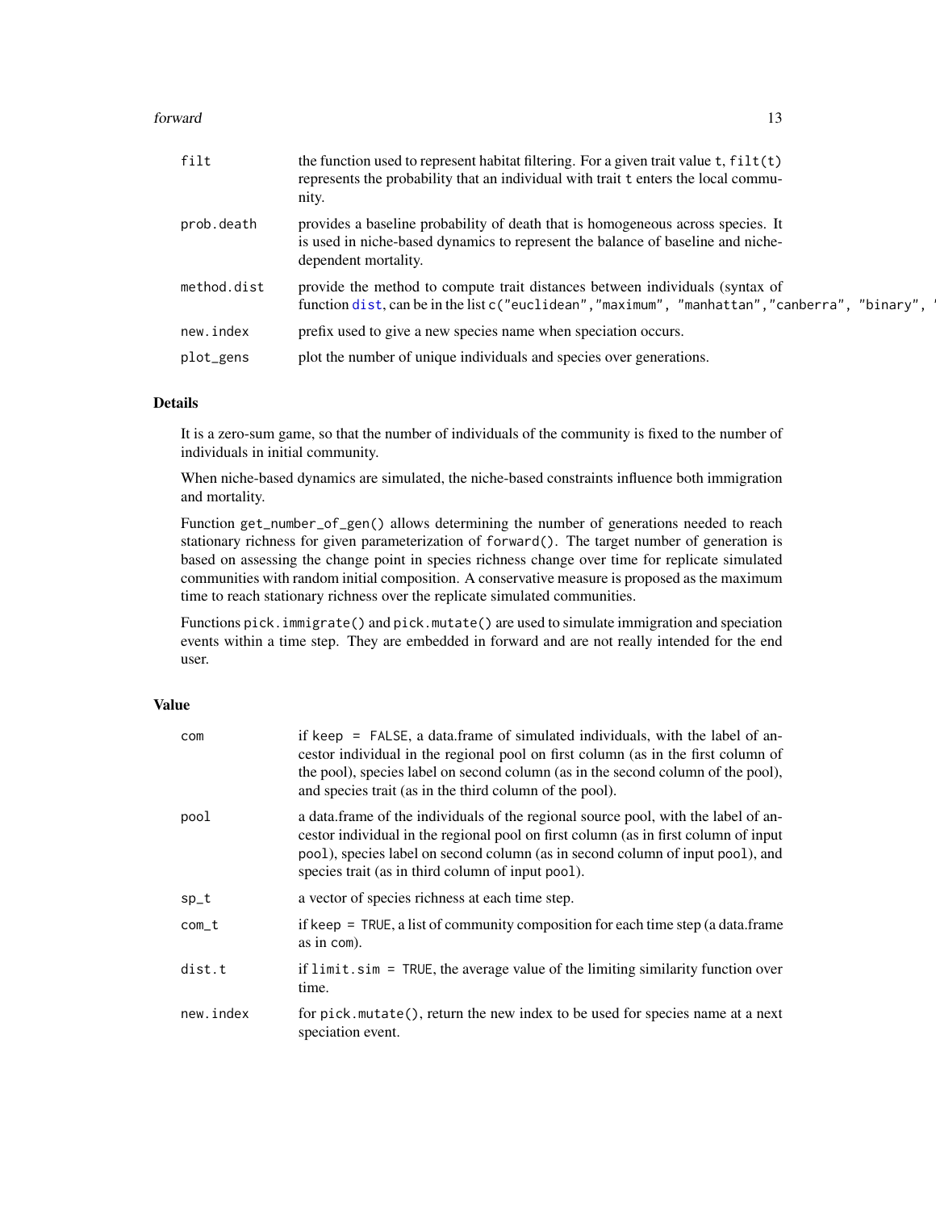| | |
|---|---|
| filt | the function used to represent habitat filtering. For a given trait value t, filt(t) represents the probability that an individual with trait t enters the local community. |
| prob.death | provides a baseline probability of death that is homogeneous across species. It is used in niche-based dynamics to represent the balance of baseline and niche-dependent mortality. |
| method.dist | provide the method to compute trait distances between individuals (syntax of function dist, can be in the list c("euclidean","maximum", "manhattan","canberra", "binary", ' |
| new.index | prefix used to give a new species name when speciation occurs. |
| plot_gens | plot the number of unique individuals and species over generations. |

## Details

It is a zero-sum game, so that the number of individuals of the community is fixed to the number of individuals in initial community.

When niche-based dynamics are simulated, the niche-based constraints influence both immigration and mortality.

Function get_number_of_gen() allows determining the number of generations needed to reach stationary richness for given parameterization of forward(). The target number of generation is based on assessing the change point in species richness change over time for replicate simulated communities with random initial composition. A conservative measure is proposed as the maximum time to reach stationary richness over the replicate simulated communities.

Functions pick.immigrate() and pick.mutate() are used to simulate immigration and speciation events within a time step. They are embedded in forward and are not really intended for the end user.

## Value

| | |
|---|---|
| com | if keep = FALSE, a data.frame of simulated individuals, with the label of ancestor individual in the regional pool on first column (as in the first column of the pool), species label on second column (as in the second column of the pool), and species trait (as in the third column of the pool). |
| pool | a data.frame of the individuals of the regional source pool, with the label of ancestor individual in the regional pool on first column (as in first column of input pool), species label on second column (as in second column of input pool), and species trait (as in third column of input pool). |
| sp_t | a vector of species richness at each time step. |
| com_t | if keep = TRUE, a list of community composition for each time step (a data.frame as in com). |
| dist.t | if limit.sim = TRUE, the average value of the limiting similarity function over time. |
| new.index | for pick.mutate(), return the new index to be used for species name at a next speciation event. |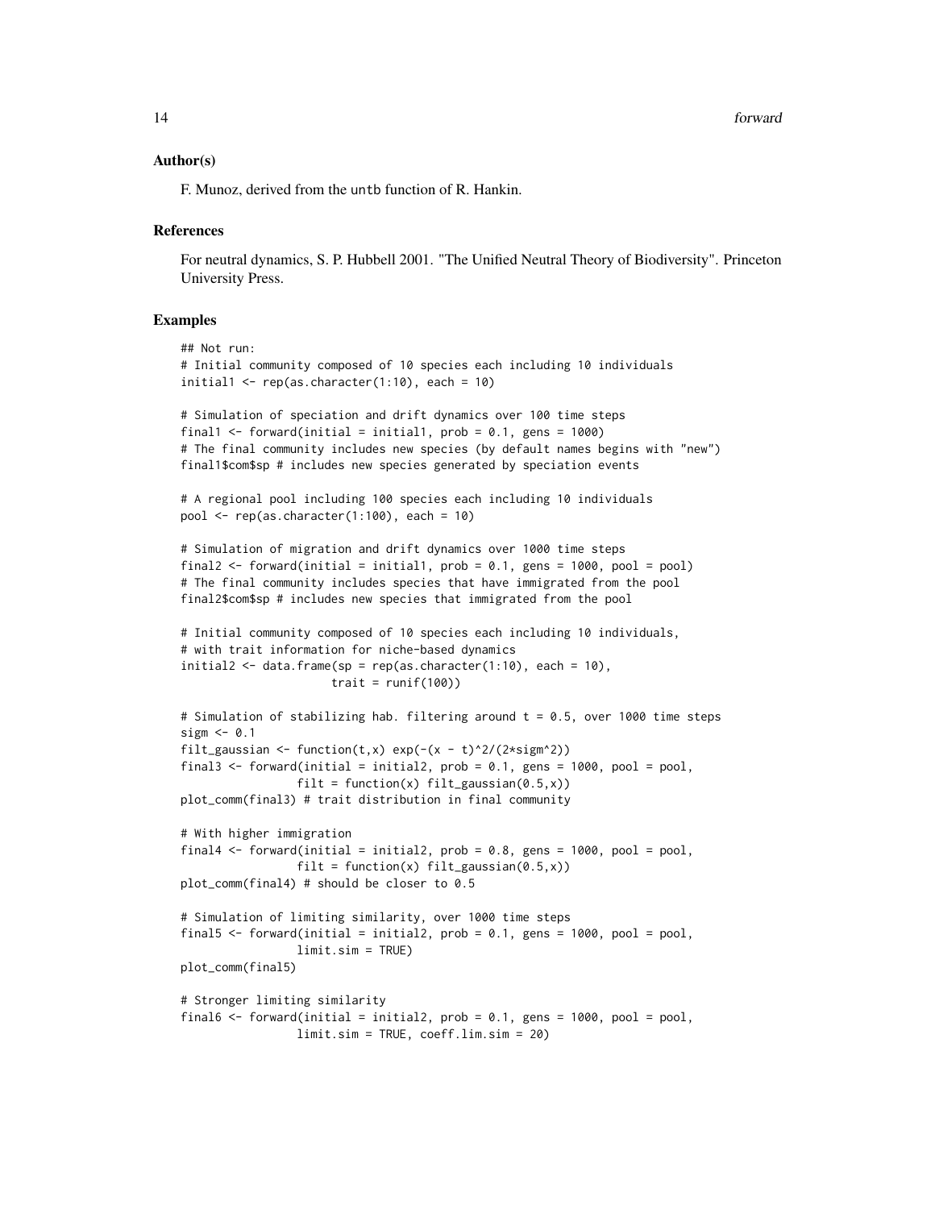## Author(s)

F. Munoz, derived from the untb function of R. Hankin.

## References

For neutral dynamics, S. P. Hubbell 2001. "The Unified Neutral Theory of Biodiversity". Princeton University Press.

## Examples

```
## Not run:
# Initial community composed of 10 species each including 10 individuals
initial1 <- rep(as.character(1:10), each = 10)

# Simulation of speciation and drift dynamics over 100 time steps
final1 <- forward(initial = initial1, prob = 0.1, gens = 1000)
# The final community includes new species (by default names begins with "new")
final1$com$sp # includes new species generated by speciation events

# A regional pool including 100 species each including 10 individuals
pool <- rep(as.character(1:100), each = 10)

# Simulation of migration and drift dynamics over 1000 time steps
final2 <- forward(initial = initial1, prob = 0.1, gens = 1000, pool = pool)
# The final community includes species that have immigrated from the pool
final2$com$sp # includes new species that immigrated from the pool

# Initial community composed of 10 species each including 10 individuals,
# with trait information for niche-based dynamics
initial2 <- data.frame(sp = rep(as.character(1:10), each = 10),
                      trait = runif(100))

# Simulation of stabilizing hab. filtering around t = 0.5, over 1000 time steps
sigm <- 0.1
filt_gaussian <- function(t,x) exp(-(x - t)^2/(2*sigm^2))
final3 <- forward(initial = initial2, prob = 0.1, gens = 1000, pool = pool,
                 filt = function(x) filt_gaussian(0.5,x))
plot_comm(final3) # trait distribution in final community

# With higher immigration
final4 <- forward(initial = initial2, prob = 0.8, gens = 1000, pool = pool,
                 filt = function(x) filt_gaussian(0.5,x))
plot_comm(final4) # should be closer to 0.5

# Simulation of limiting similarity, over 1000 time steps
final5 <- forward(initial = initial2, prob = 0.1, gens = 1000, pool = pool,
                 limit.sim = TRUE)
plot_comm(final5)

# Stronger limiting similarity
final6 <- forward(initial = initial2, prob = 0.1, gens = 1000, pool = pool,
                 limit.sim = TRUE, coeff.lim.sim = 20)
```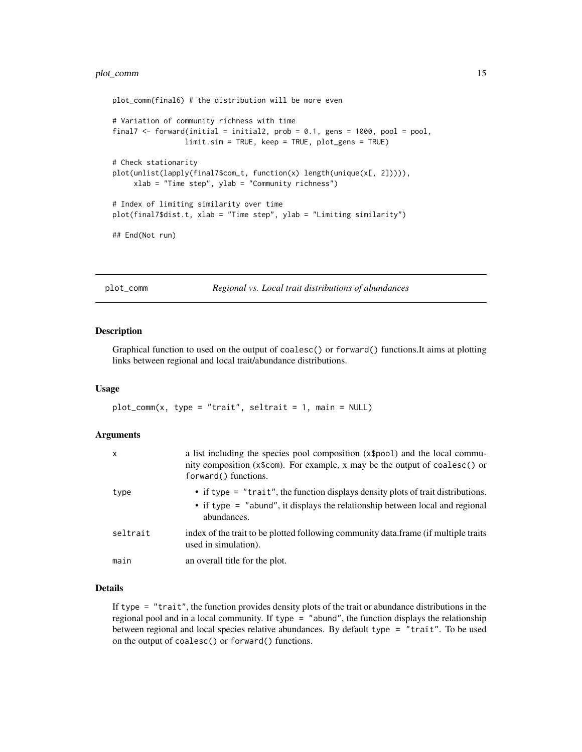```
plot_comm(final6) # the distribution will be more even

# Variation of community richness with time
final7 <- forward(initial = initial2, prob = 0.1, gens = 1000, pool = pool,
                limit.sim = TRUE, keep = TRUE, plot_gens = TRUE)

# Check stationarity
plot(unlist(lapply(final7$com_t, function(x) length(unique(x[, 2])))),
     xlab = "Time step", ylab = "Community richness")

# Index of limiting similarity over time
plot(final7$dist.t, xlab = "Time step", ylab = "Limiting similarity")

## End(Not run)
```

## plot_comm — *Regional vs. Local trait distributions of abundances*

### Description

Graphical function to used on the output of `coalesc()` or `forward()` functions.It aims at plotting links between regional and local trait/abundance distributions.

### Usage

```
plot_comm(x, type = "trait", seltrait = 1, main = NULL)
```

### Arguments

| | |
|---|---|
| `x` | a list including the species pool composition (`x$pool`) and the local community composition (`x$com`). For example, x may be the output of `coalesc()` or `forward()` functions. |
| `type` | • if `type = "trait"`, the function displays density plots of trait distributions. • if `type = "abund"`, it displays the relationship between local and regional abundances. |
| `seltrait` | index of the trait to be plotted following community data.frame (if multiple traits used in simulation). |
| `main` | an overall title for the plot. |

### Details

If `type = "trait"`, the function provides density plots of the trait or abundance distributions in the regional pool and in a local community. If `type = "abund"`, the function displays the relationship between regional and local species relative abundances. By default `type = "trait"`. To be used on the output of `coalesc()` or `forward()` functions.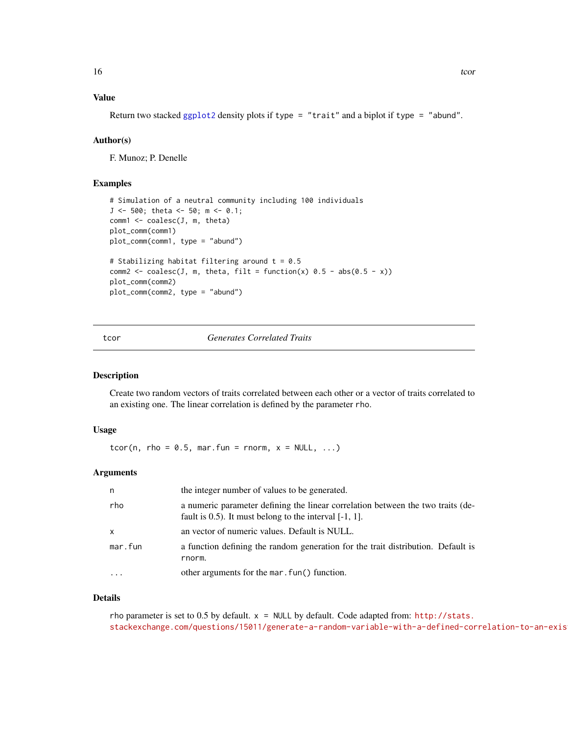### Value

Return two stacked ggplot2 density plots if `type = "trait"` and a biplot if `type = "abund"`.

### Author(s)

F. Munoz; P. Denelle

### Examples

```
# Simulation of a neutral community including 100 individuals
J <- 500; theta <- 50; m <- 0.1;
comm1 <- coalesc(J, m, theta)
plot_comm(comm1)
plot_comm(comm1, type = "abund")

# Stabilizing habitat filtering around t = 0.5
comm2 <- coalesc(J, m, theta, filt = function(x) 0.5 - abs(0.5 - x))
plot_comm(comm2)
plot_comm(comm2, type = "abund")
```

---

## tcor — *Generates Correlated Traits*

### Description

Create two random vectors of traits correlated between each other or a vector of traits correlated to an existing one. The linear correlation is defined by the parameter `rho`.

### Usage

```
tcor(n, rho = 0.5, mar.fun = rnorm, x = NULL, ...)
```

### Arguments

| | |
|---|---|
| `n` | the integer number of values to be generated. |
| `rho` | a numeric parameter defining the linear correlation between the two traits (default is 0.5). It must belong to the interval [-1, 1]. |
| `x` | an vector of numeric values. Default is NULL. |
| `mar.fun` | a function defining the random generation for the trait distribution. Default is `rnorm`. |
| `...` | other arguments for the `mar.fun()` function. |

### Details

`rho` parameter is set to 0.5 by default. `x = NULL` by default. Code adapted from: http://stats.stackexchange.com/questions/15011/generate-a-random-variable-with-a-defined-correlation-to-an-exis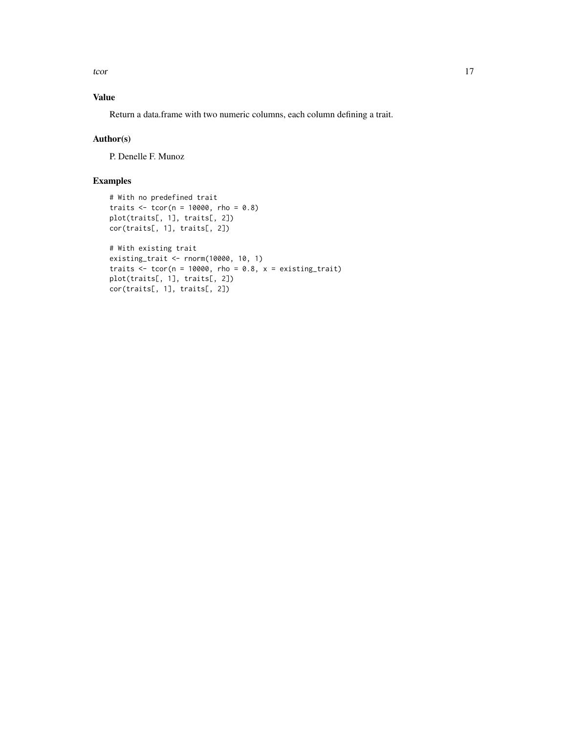## Value

Return a data.frame with two numeric columns, each column defining a trait.

## Author(s)

P. Denelle F. Munoz

## Examples

```
# With no predefined trait
traits <- tcor(n = 10000, rho = 0.8)
plot(traits[, 1], traits[, 2])
cor(traits[, 1], traits[, 2])

# With existing trait
existing_trait <- rnorm(10000, 10, 1)
traits <- tcor(n = 10000, rho = 0.8, x = existing_trait)
plot(traits[, 1], traits[, 2])
cor(traits[, 1], traits[, 2])
```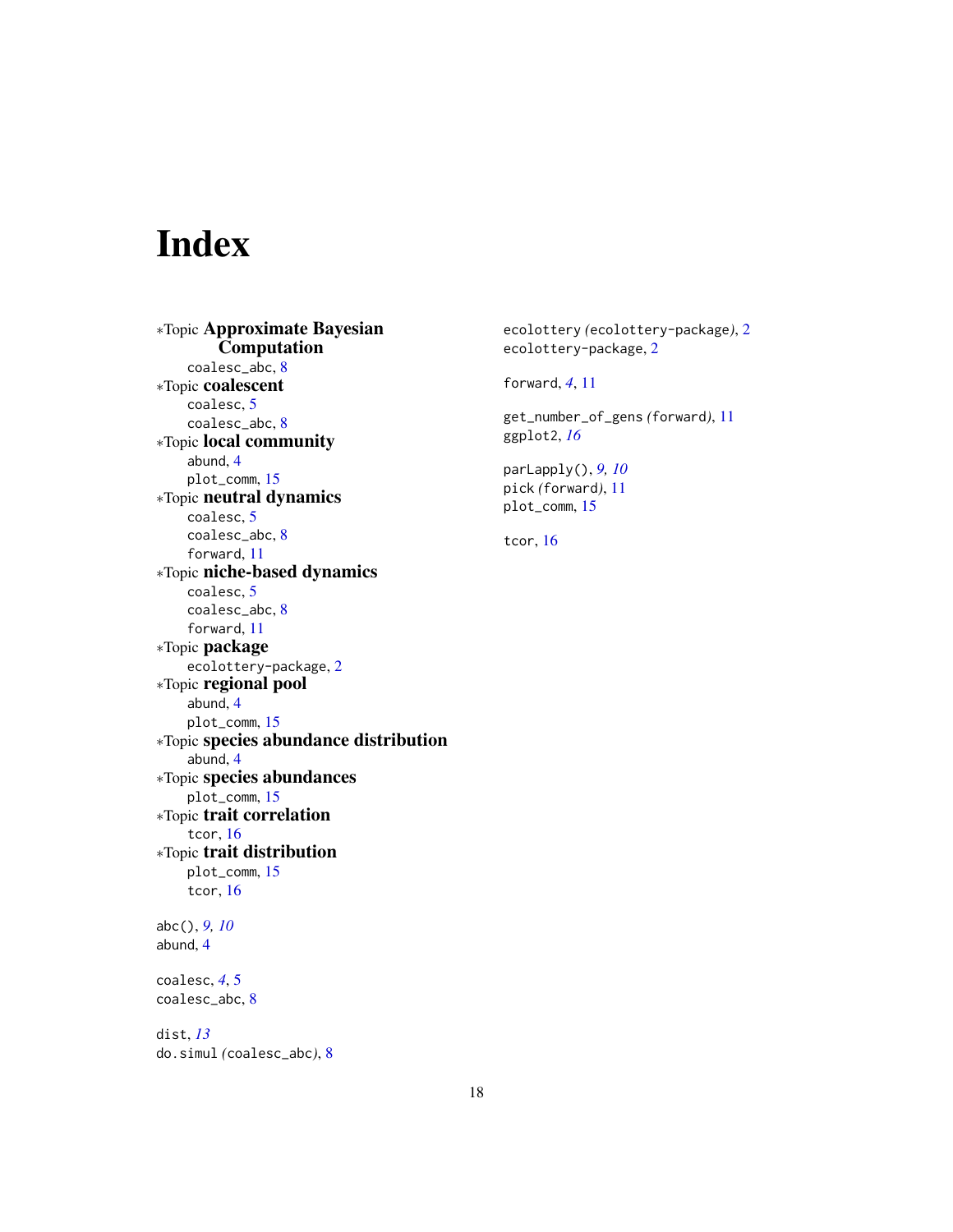# Index

∗Topic **Approximate Bayesian Computation**
  coalesc_abc, 8

∗Topic **coalescent**
  coalesc, 5
  coalesc_abc, 8

∗Topic **local community**
  abund, 4
  plot_comm, 15

∗Topic **neutral dynamics**
  coalesc, 5
  coalesc_abc, 8
  forward, 11

∗Topic **niche-based dynamics**
  coalesc, 5
  coalesc_abc, 8
  forward, 11

∗Topic **package**
  ecolottery-package, 2

∗Topic **regional pool**
  abund, 4
  plot_comm, 15

∗Topic **species abundance distribution**
  abund, 4

∗Topic **species abundances**
  plot_comm, 15

∗Topic **trait correlation**
  tcor, 16

∗Topic **trait distribution**
  plot_comm, 15
  tcor, 16

abc(), *9, 10*
abund, 4

coalesc, *4*, 5
coalesc_abc, 8

dist, *13*
do.simul *(coalesc_abc)*, 8

ecolottery *(ecolottery-package)*, 2
ecolottery-package, 2

forward, *4*, 11

get_number_of_gens *(forward)*, 11
ggplot2, *16*

parLapply(), *9, 10*
pick *(forward)*, 11
plot_comm, 15

tcor, 16